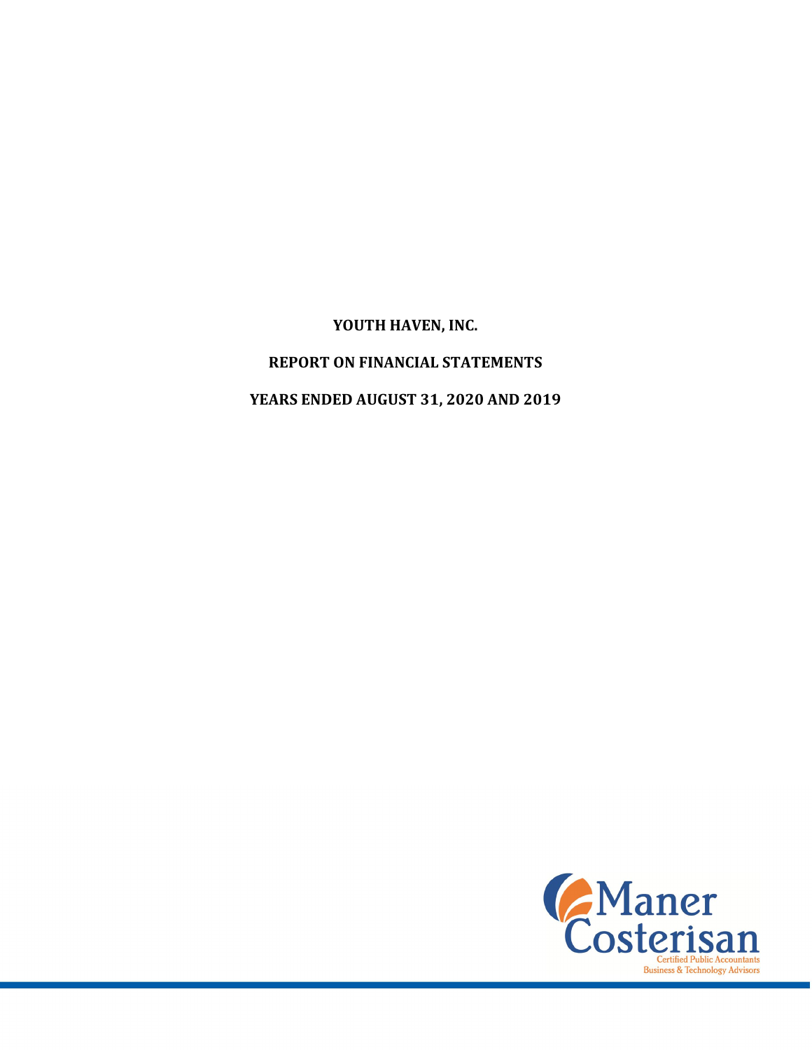# YOUTH HAVEN, INC.

## REPORT ON FINANCIAL STATEMENTS

## YEARS ENDED AUGUST 31, 2020 AND 2019

Maner Costerisan

Certified Public Accountants
Business & Technology Advisors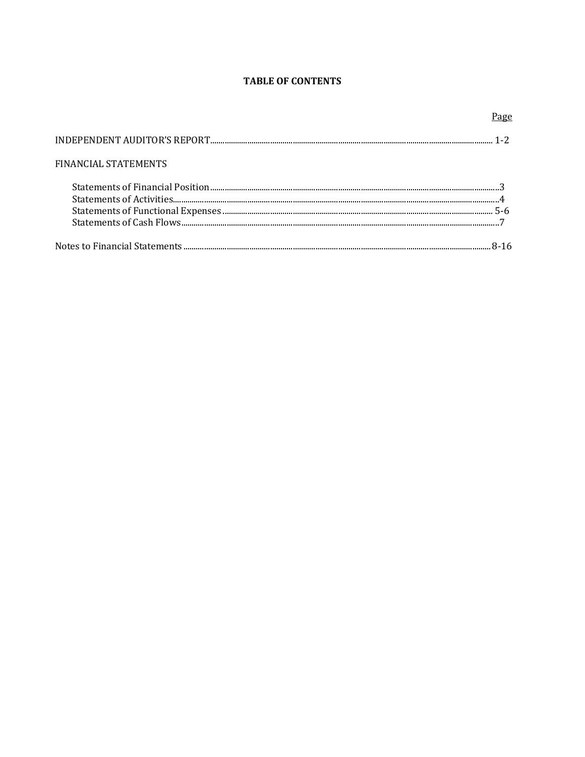# TABLE OF CONTENTS

| | Page |
|---|---|
| INDEPENDENT AUDITOR'S REPORT | 1-2 |
| FINANCIAL STATEMENTS | |
| Statements of Financial Position | 3 |
| Statements of Activities | 4 |
| Statements of Functional Expenses | 5-6 |
| Statements of Cash Flows | 7 |
| Notes to Financial Statements | 8-16 |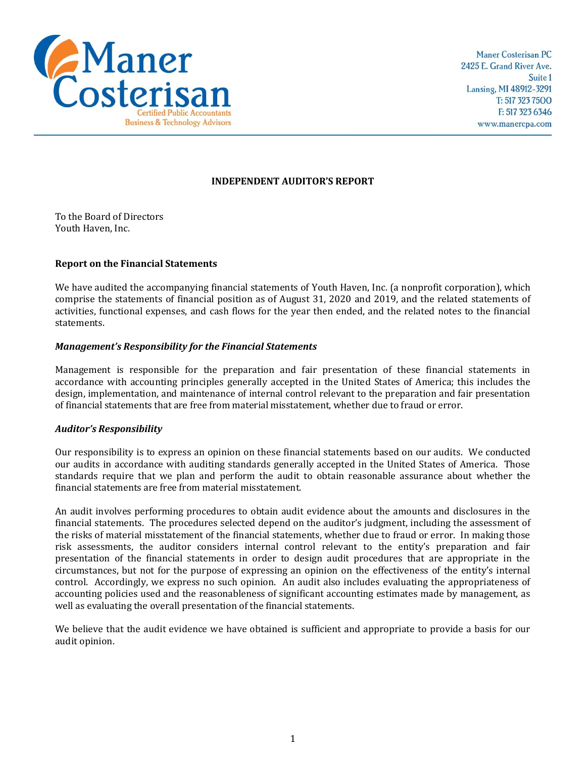Maner Costerisan

Certified Public Accountants
Business & Technology Advisors

Maner Costerisan PC
2425 E. Grand River Ave.
Suite 1
Lansing, MI 48912-3291
T: 517 323 7500
F: 517 323 6346
www.manercpa.com

## INDEPENDENT AUDITOR'S REPORT

To the Board of Directors
Youth Haven, Inc.

### Report on the Financial Statements

We have audited the accompanying financial statements of Youth Haven, Inc. (a nonprofit corporation), which comprise the statements of financial position as of August 31, 2020 and 2019, and the related statements of activities, functional expenses, and cash flows for the year then ended, and the related notes to the financial statements.

### *Management's Responsibility for the Financial Statements*

Management is responsible for the preparation and fair presentation of these financial statements in accordance with accounting principles generally accepted in the United States of America; this includes the design, implementation, and maintenance of internal control relevant to the preparation and fair presentation of financial statements that are free from material misstatement, whether due to fraud or error.

### *Auditor's Responsibility*

Our responsibility is to express an opinion on these financial statements based on our audits. We conducted our audits in accordance with auditing standards generally accepted in the United States of America. Those standards require that we plan and perform the audit to obtain reasonable assurance about whether the financial statements are free from material misstatement.

An audit involves performing procedures to obtain audit evidence about the amounts and disclosures in the financial statements. The procedures selected depend on the auditor's judgment, including the assessment of the risks of material misstatement of the financial statements, whether due to fraud or error. In making those risk assessments, the auditor considers internal control relevant to the entity's preparation and fair presentation of the financial statements in order to design audit procedures that are appropriate in the circumstances, but not for the purpose of expressing an opinion on the effectiveness of the entity's internal control. Accordingly, we express no such opinion. An audit also includes evaluating the appropriateness of accounting policies used and the reasonableness of significant accounting estimates made by management, as well as evaluating the overall presentation of the financial statements.

We believe that the audit evidence we have obtained is sufficient and appropriate to provide a basis for our audit opinion.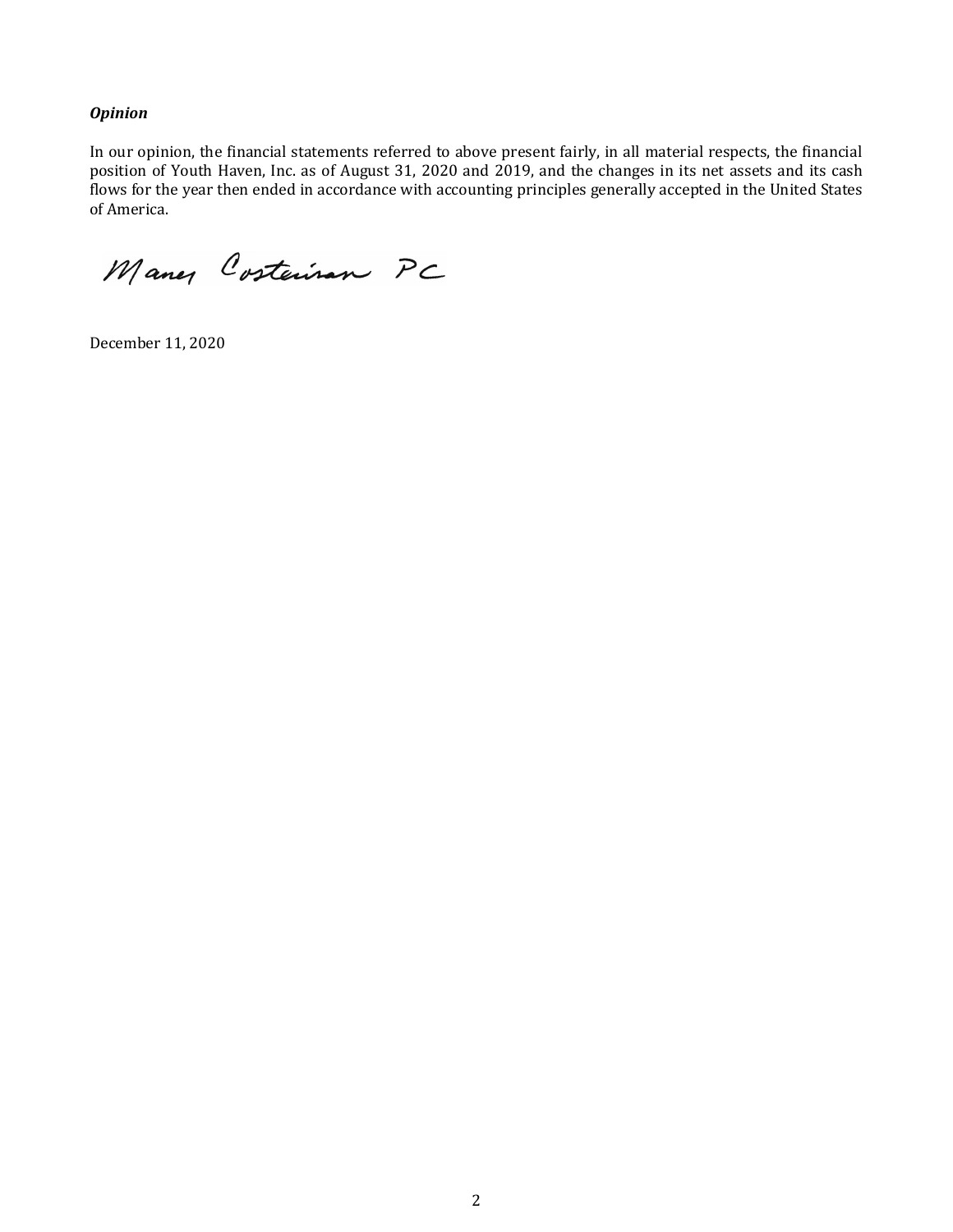***Opinion***

In our opinion, the financial statements referred to above present fairly, in all material respects, the financial position of Youth Haven, Inc. as of August 31, 2020 and 2019, and the changes in its net assets and its cash flows for the year then ended in accordance with accounting principles generally accepted in the United States of America.

Maner Costerisan PC

December 11, 2020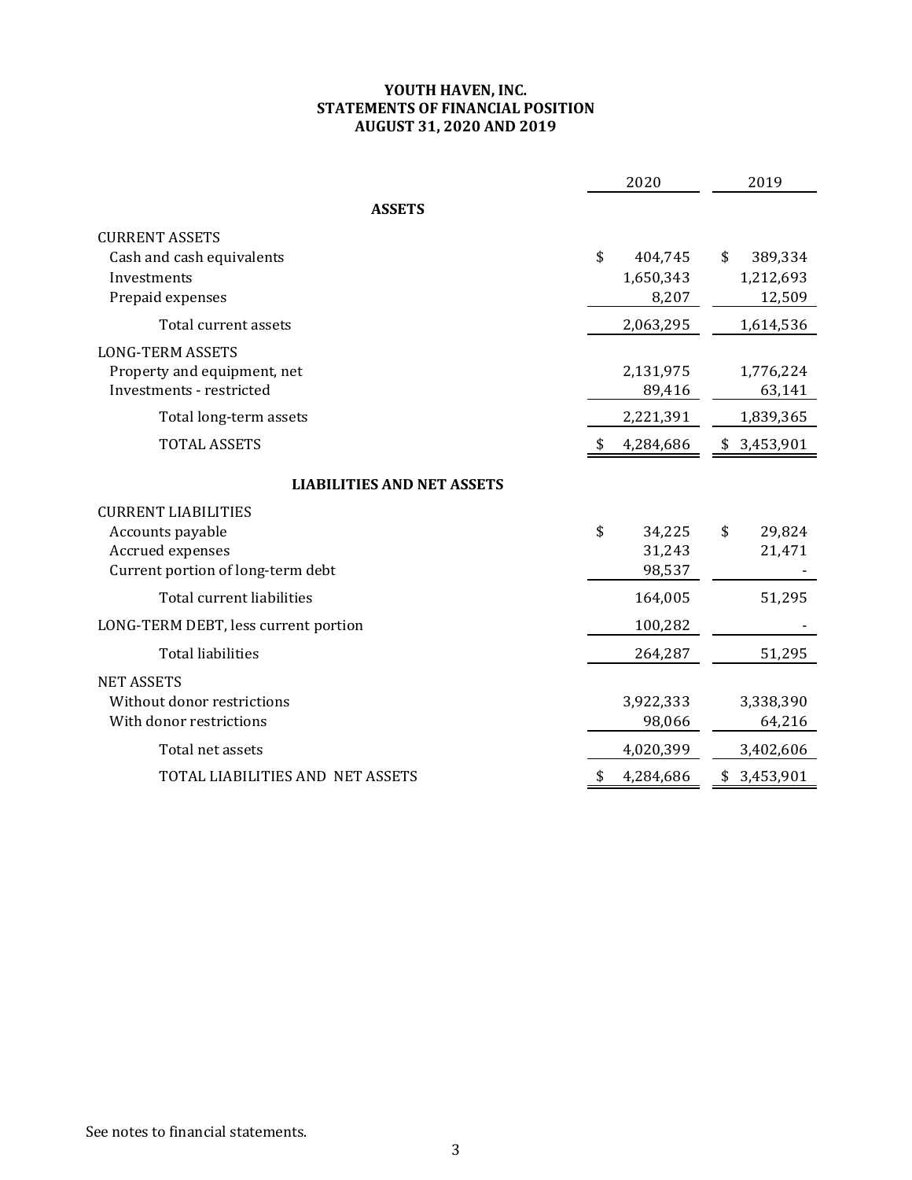# YOUTH HAVEN, INC.
# STATEMENTS OF FINANCIAL POSITION
# AUGUST 31, 2020 AND 2019

| | 2020 | 2019 |
|---|---|---|
| **ASSETS** | | |
| CURRENT ASSETS | | |
| Cash and cash equivalents | $ 404,745 | $ 389,334 |
| Investments | 1,650,343 | 1,212,693 |
| Prepaid expenses | 8,207 | 12,509 |
| Total current assets | 2,063,295 | 1,614,536 |
| LONG-TERM ASSETS | | |
| Property and equipment, net | 2,131,975 | 1,776,224 |
| Investments - restricted | 89,416 | 63,141 |
| Total long-term assets | 2,221,391 | 1,839,365 |
| TOTAL ASSETS | $ 4,284,686 | $ 3,453,901 |
| **LIABILITIES AND NET ASSETS** | | |
| CURRENT LIABILITIES | | |
| Accounts payable | $ 34,225 | $ 29,824 |
| Accrued expenses | 31,243 | 21,471 |
| Current portion of long-term debt | 98,537 | - |
| Total current liabilities | 164,005 | 51,295 |
| LONG-TERM DEBT, less current portion | 100,282 | - |
| Total liabilities | 264,287 | 51,295 |
| NET ASSETS | | |
| Without donor restrictions | 3,922,333 | 3,338,390 |
| With donor restrictions | 98,066 | 64,216 |
| Total net assets | 4,020,399 | 3,402,606 |
| TOTAL LIABILITIES AND NET ASSETS | $ 4,284,686 | $ 3,453,901 |

See notes to financial statements.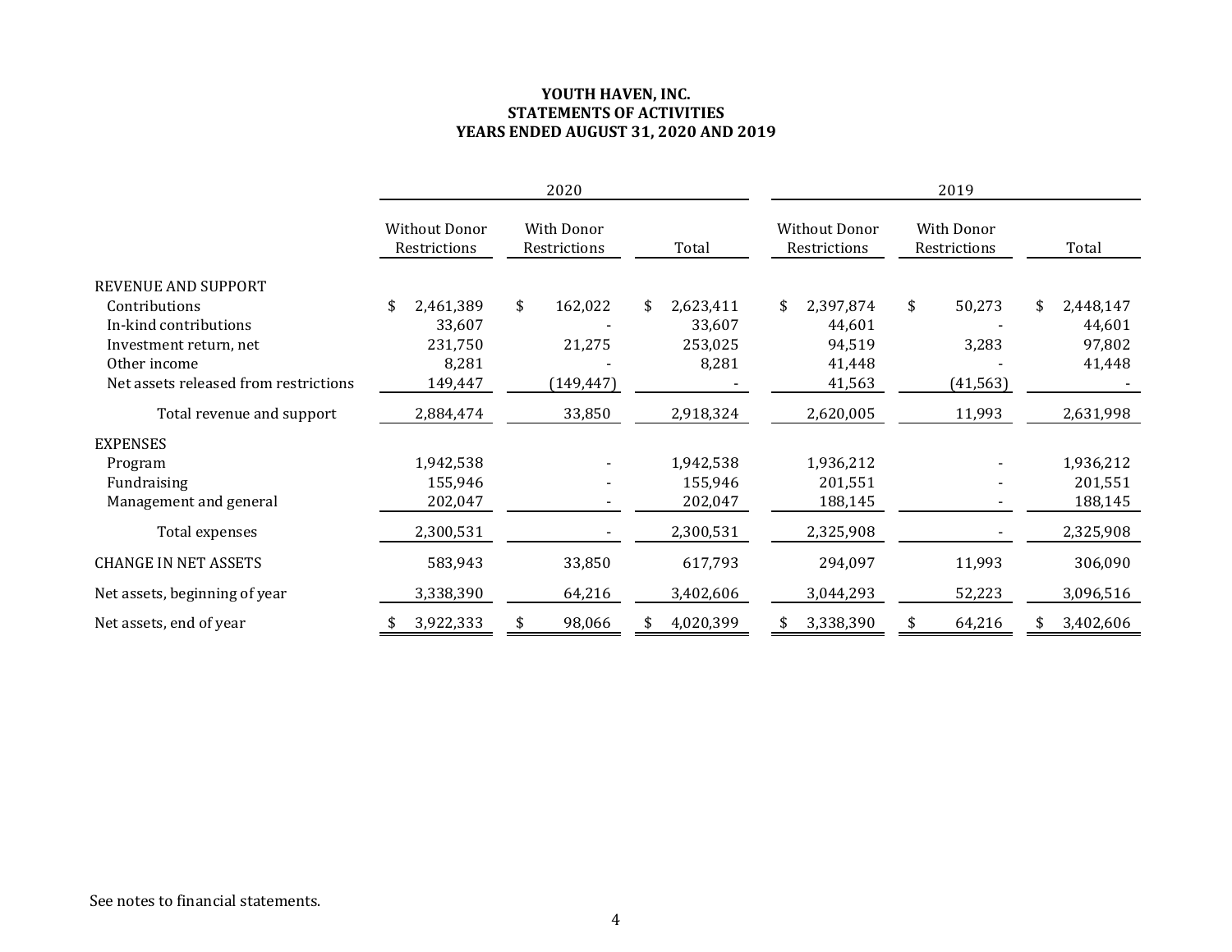**YOUTH HAVEN, INC.**
**STATEMENTS OF ACTIVITIES**
**YEARS ENDED AUGUST 31, 2020 AND 2019**

| | 2020 | | | 2019 | | |
|---|---|---|---|---|---|---|
| | Without Donor Restrictions | With Donor Restrictions | Total | Without Donor Restrictions | With Donor Restrictions | Total |
| REVENUE AND SUPPORT | | | | | | |
| Contributions | $ 2,461,389 | $ 162,022 | $ 2,623,411 | $ 2,397,874 | $ 50,273 | $ 2,448,147 |
| In-kind contributions | 33,607 | - | 33,607 | 44,601 | - | 44,601 |
| Investment return, net | 231,750 | 21,275 | 253,025 | 94,519 | 3,283 | 97,802 |
| Other income | 8,281 | - | 8,281 | 41,448 | - | 41,448 |
| Net assets released from restrictions | 149,447 | (149,447) | - | 41,563 | (41,563) | - |
| Total revenue and support | 2,884,474 | 33,850 | 2,918,324 | 2,620,005 | 11,993 | 2,631,998 |
| EXPENSES | | | | | | |
| Program | 1,942,538 | - | 1,942,538 | 1,936,212 | - | 1,936,212 |
| Fundraising | 155,946 | - | 155,946 | 201,551 | - | 201,551 |
| Management and general | 202,047 | - | 202,047 | 188,145 | - | 188,145 |
| Total expenses | 2,300,531 | - | 2,300,531 | 2,325,908 | - | 2,325,908 |
| CHANGE IN NET ASSETS | 583,943 | 33,850 | 617,793 | 294,097 | 11,993 | 306,090 |
| Net assets, beginning of year | 3,338,390 | 64,216 | 3,402,606 | 3,044,293 | 52,223 | 3,096,516 |
| Net assets, end of year | $ 3,922,333 | $ 98,066 | $ 4,020,399 | $ 3,338,390 | $ 64,216 | $ 3,402,606 |

See notes to financial statements.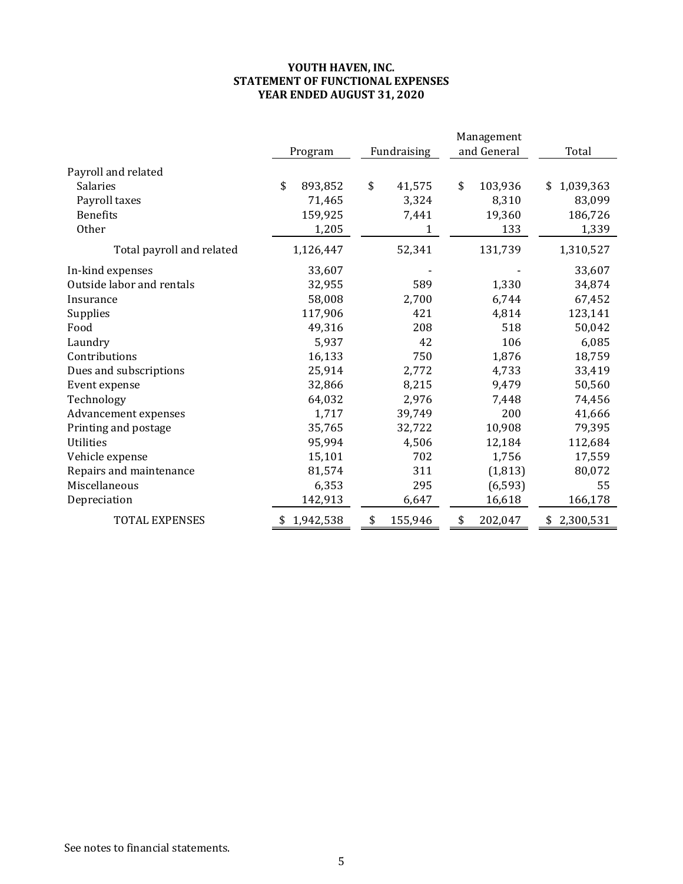# YOUTH HAVEN, INC.
# STATEMENT OF FUNCTIONAL EXPENSES
# YEAR ENDED AUGUST 31, 2020

| | Program | Fundraising | Management and General | Total |
|---|---|---|---|---|
| Payroll and related | | | | |
| Salaries | $ 893,852 | $ 41,575 | $ 103,936 | $ 1,039,363 |
| Payroll taxes | 71,465 | 3,324 | 8,310 | 83,099 |
| Benefits | 159,925 | 7,441 | 19,360 | 186,726 |
| Other | 1,205 | 1 | 133 | 1,339 |
| Total payroll and related | 1,126,447 | 52,341 | 131,739 | 1,310,527 |
| In-kind expenses | 33,607 | - | - | 33,607 |
| Outside labor and rentals | 32,955 | 589 | 1,330 | 34,874 |
| Insurance | 58,008 | 2,700 | 6,744 | 67,452 |
| Supplies | 117,906 | 421 | 4,814 | 123,141 |
| Food | 49,316 | 208 | 518 | 50,042 |
| Laundry | 5,937 | 42 | 106 | 6,085 |
| Contributions | 16,133 | 750 | 1,876 | 18,759 |
| Dues and subscriptions | 25,914 | 2,772 | 4,733 | 33,419 |
| Event expense | 32,866 | 8,215 | 9,479 | 50,560 |
| Technology | 64,032 | 2,976 | 7,448 | 74,456 |
| Advancement expenses | 1,717 | 39,749 | 200 | 41,666 |
| Printing and postage | 35,765 | 32,722 | 10,908 | 79,395 |
| Utilities | 95,994 | 4,506 | 12,184 | 112,684 |
| Vehicle expense | 15,101 | 702 | 1,756 | 17,559 |
| Repairs and maintenance | 81,574 | 311 | (1,813) | 80,072 |
| Miscellaneous | 6,353 | 295 | (6,593) | 55 |
| Depreciation | 142,913 | 6,647 | 16,618 | 166,178 |
| TOTAL EXPENSES | $ 1,942,538 | $ 155,946 | $ 202,047 | $ 2,300,531 |

See notes to financial statements.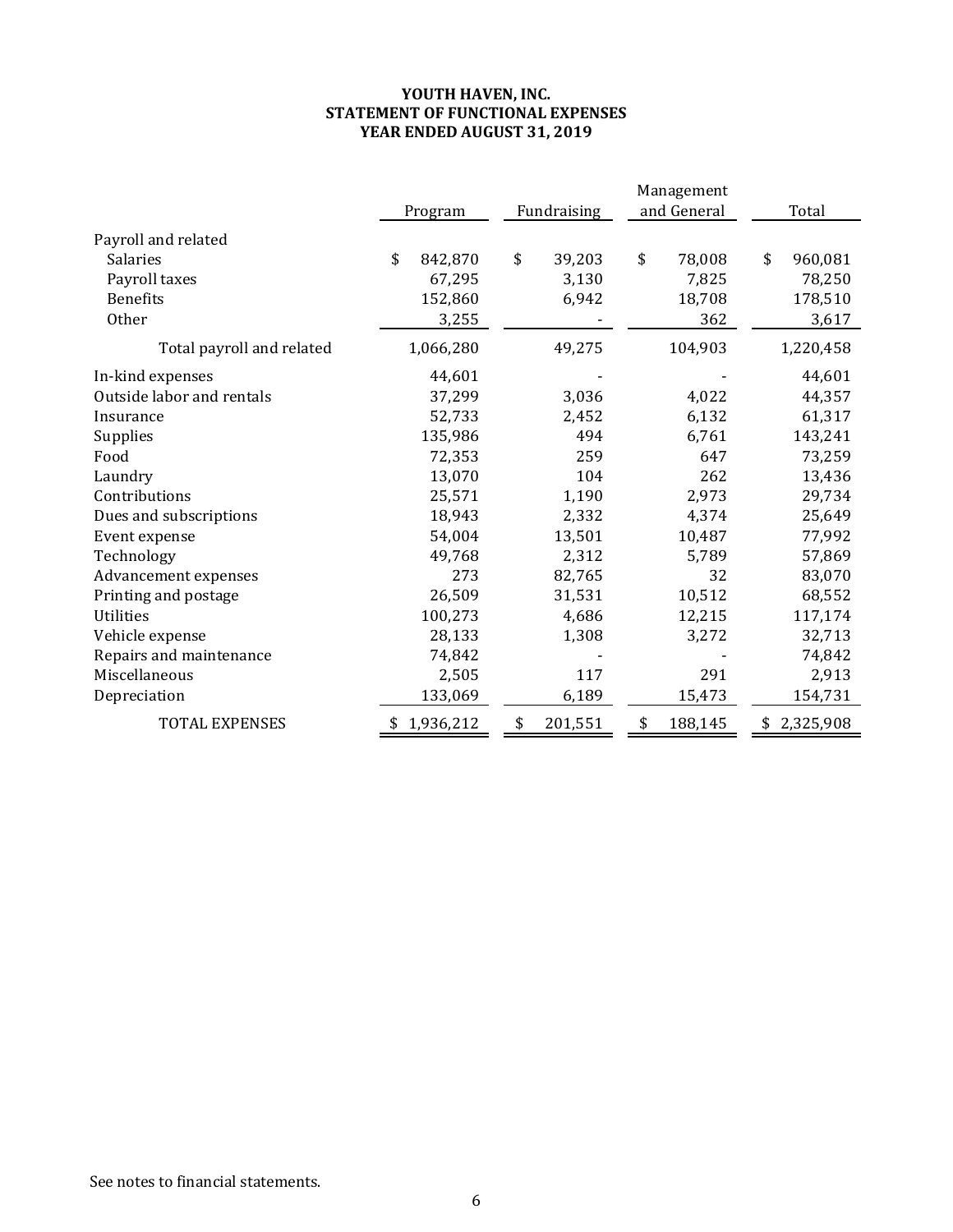**YOUTH HAVEN, INC.**
**STATEMENT OF FUNCTIONAL EXPENSES**
**YEAR ENDED AUGUST 31, 2019**

| | Program | Fundraising | Management and General | Total |
|---|---|---|---|---|
| Payroll and related | | | | |
| Salaries | $ 842,870 | $ 39,203 | $ 78,008 | $ 960,081 |
| Payroll taxes | 67,295 | 3,130 | 7,825 | 78,250 |
| Benefits | 152,860 | 6,942 | 18,708 | 178,510 |
| Other | 3,255 | - | 362 | 3,617 |
| Total payroll and related | 1,066,280 | 49,275 | 104,903 | 1,220,458 |
| In-kind expenses | 44,601 | - | - | 44,601 |
| Outside labor and rentals | 37,299 | 3,036 | 4,022 | 44,357 |
| Insurance | 52,733 | 2,452 | 6,132 | 61,317 |
| Supplies | 135,986 | 494 | 6,761 | 143,241 |
| Food | 72,353 | 259 | 647 | 73,259 |
| Laundry | 13,070 | 104 | 262 | 13,436 |
| Contributions | 25,571 | 1,190 | 2,973 | 29,734 |
| Dues and subscriptions | 18,943 | 2,332 | 4,374 | 25,649 |
| Event expense | 54,004 | 13,501 | 10,487 | 77,992 |
| Technology | 49,768 | 2,312 | 5,789 | 57,869 |
| Advancement expenses | 273 | 82,765 | 32 | 83,070 |
| Printing and postage | 26,509 | 31,531 | 10,512 | 68,552 |
| Utilities | 100,273 | 4,686 | 12,215 | 117,174 |
| Vehicle expense | 28,133 | 1,308 | 3,272 | 32,713 |
| Repairs and maintenance | 74,842 | - | - | 74,842 |
| Miscellaneous | 2,505 | 117 | 291 | 2,913 |
| Depreciation | 133,069 | 6,189 | 15,473 | 154,731 |
| TOTAL EXPENSES | $ 1,936,212 | $ 201,551 | $ 188,145 | $ 2,325,908 |

See notes to financial statements.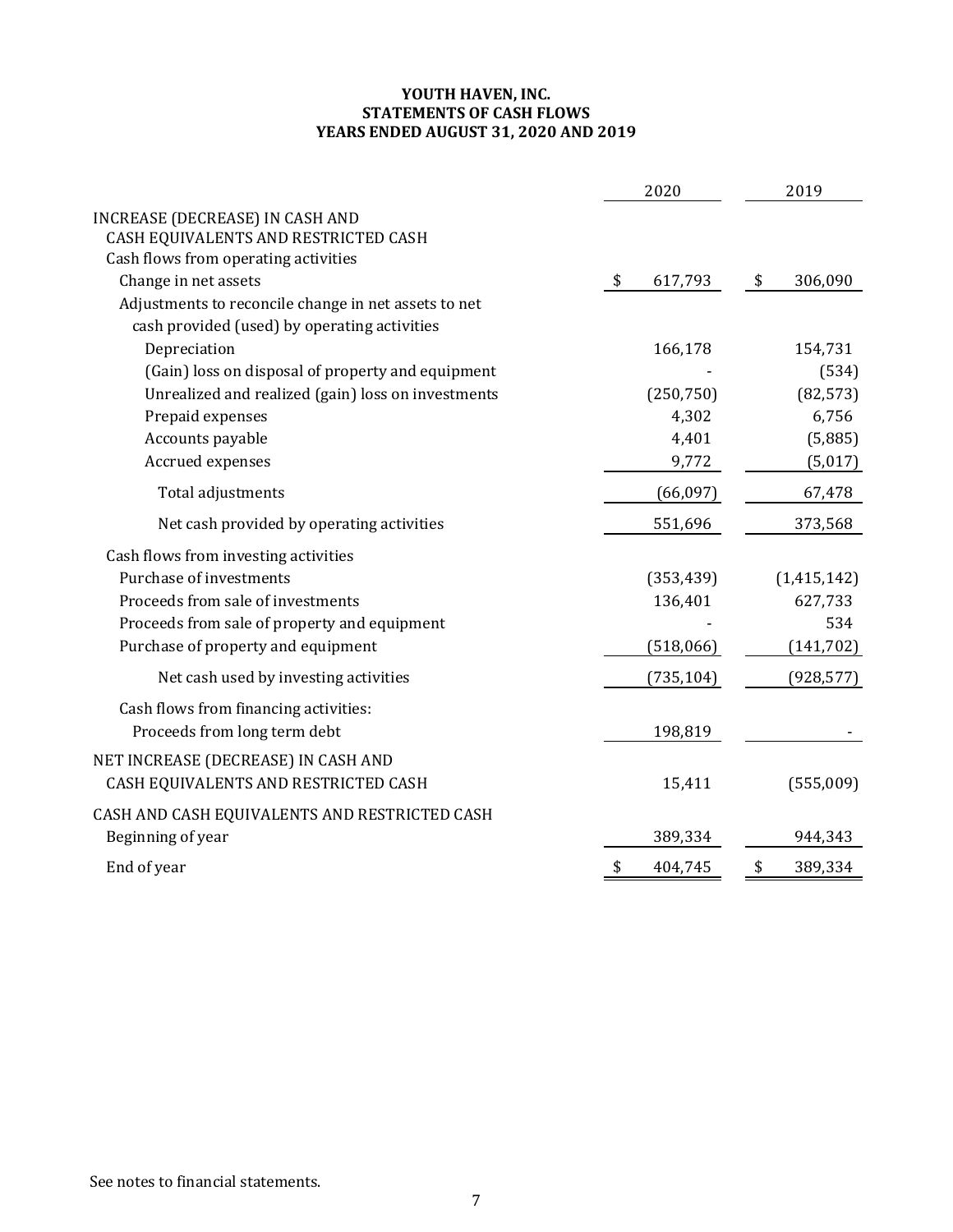**YOUTH HAVEN, INC.**
**STATEMENTS OF CASH FLOWS**
**YEARS ENDED AUGUST 31, 2020 AND 2019**

| | 2020 | 2019 |
|---|---|---|
| INCREASE (DECREASE) IN CASH AND CASH EQUIVALENTS AND RESTRICTED CASH | | |
| Cash flows from operating activities | | |
| Change in net assets | $ 617,793 | $ 306,090 |
| Adjustments to reconcile change in net assets to net cash provided (used) by operating activities | | |
| Depreciation | 166,178 | 154,731 |
| (Gain) loss on disposal of property and equipment | - | (534) |
| Unrealized and realized (gain) loss on investments | (250,750) | (82,573) |
| Prepaid expenses | 4,302 | 6,756 |
| Accounts payable | 4,401 | (5,885) |
| Accrued expenses | 9,772 | (5,017) |
| Total adjustments | (66,097) | 67,478 |
| Net cash provided by operating activities | 551,696 | 373,568 |
| Cash flows from investing activities | | |
| Purchase of investments | (353,439) | (1,415,142) |
| Proceeds from sale of investments | 136,401 | 627,733 |
| Proceeds from sale of property and equipment | - | 534 |
| Purchase of property and equipment | (518,066) | (141,702) |
| Net cash used by investing activities | (735,104) | (928,577) |
| Cash flows from financing activities: | | |
| Proceeds from long term debt | 198,819 | - |
| NET INCREASE (DECREASE) IN CASH AND CASH EQUIVALENTS AND RESTRICTED CASH | 15,411 | (555,009) |
| CASH AND CASH EQUIVALENTS AND RESTRICTED CASH | | |
| Beginning of year | 389,334 | 944,343 |
| End of year | $ 404,745 | $ 389,334 |

See notes to financial statements.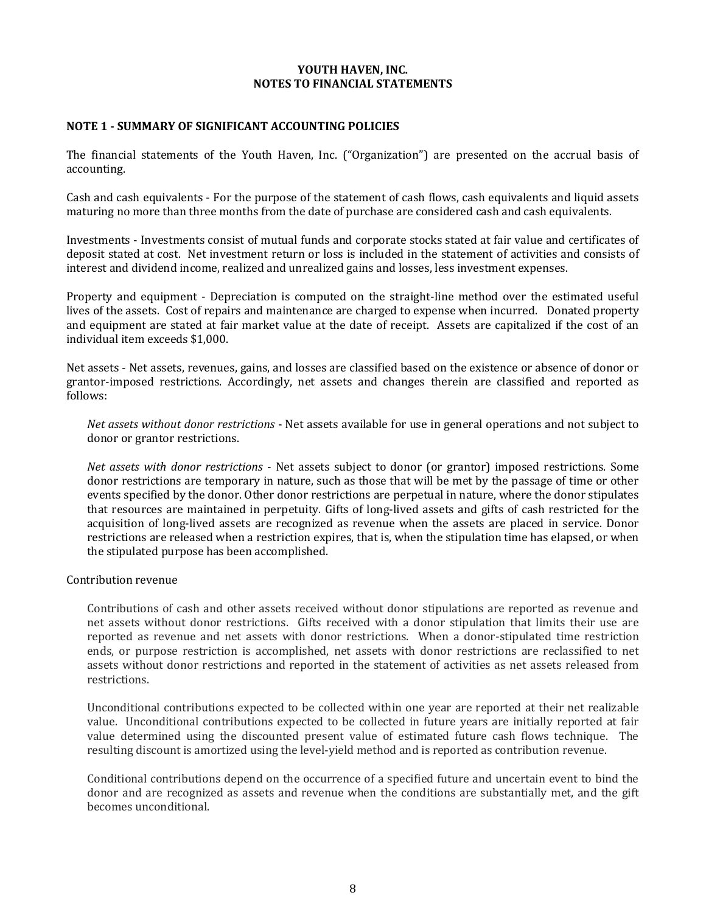# YOUTH HAVEN, INC.
# NOTES TO FINANCIAL STATEMENTS

## NOTE 1 - SUMMARY OF SIGNIFICANT ACCOUNTING POLICIES

The financial statements of the Youth Haven, Inc. ("Organization") are presented on the accrual basis of accounting.

Cash and cash equivalents - For the purpose of the statement of cash flows, cash equivalents and liquid assets maturing no more than three months from the date of purchase are considered cash and cash equivalents.

Investments - Investments consist of mutual funds and corporate stocks stated at fair value and certificates of deposit stated at cost. Net investment return or loss is included in the statement of activities and consists of interest and dividend income, realized and unrealized gains and losses, less investment expenses.

Property and equipment - Depreciation is computed on the straight-line method over the estimated useful lives of the assets. Cost of repairs and maintenance are charged to expense when incurred. Donated property and equipment are stated at fair market value at the date of receipt. Assets are capitalized if the cost of an individual item exceeds $1,000.

Net assets - Net assets, revenues, gains, and losses are classified based on the existence or absence of donor or grantor-imposed restrictions. Accordingly, net assets and changes therein are classified and reported as follows:

> *Net assets without donor restrictions* - Net assets available for use in general operations and not subject to donor or grantor restrictions.
>
> *Net assets with donor restrictions* - Net assets subject to donor (or grantor) imposed restrictions. Some donor restrictions are temporary in nature, such as those that will be met by the passage of time or other events specified by the donor. Other donor restrictions are perpetual in nature, where the donor stipulates that resources are maintained in perpetuity. Gifts of long-lived assets and gifts of cash restricted for the acquisition of long-lived assets are recognized as revenue when the assets are placed in service. Donor restrictions are released when a restriction expires, that is, when the stipulation time has elapsed, or when the stipulated purpose has been accomplished.

Contribution revenue

> Contributions of cash and other assets received without donor stipulations are reported as revenue and net assets without donor restrictions. Gifts received with a donor stipulation that limits their use are reported as revenue and net assets with donor restrictions. When a donor-stipulated time restriction ends, or purpose restriction is accomplished, net assets with donor restrictions are reclassified to net assets without donor restrictions and reported in the statement of activities as net assets released from restrictions.
>
> Unconditional contributions expected to be collected within one year are reported at their net realizable value. Unconditional contributions expected to be collected in future years are initially reported at fair value determined using the discounted present value of estimated future cash flows technique. The resulting discount is amortized using the level-yield method and is reported as contribution revenue.
>
> Conditional contributions depend on the occurrence of a specified future and uncertain event to bind the donor and are recognized as assets and revenue when the conditions are substantially met, and the gift becomes unconditional.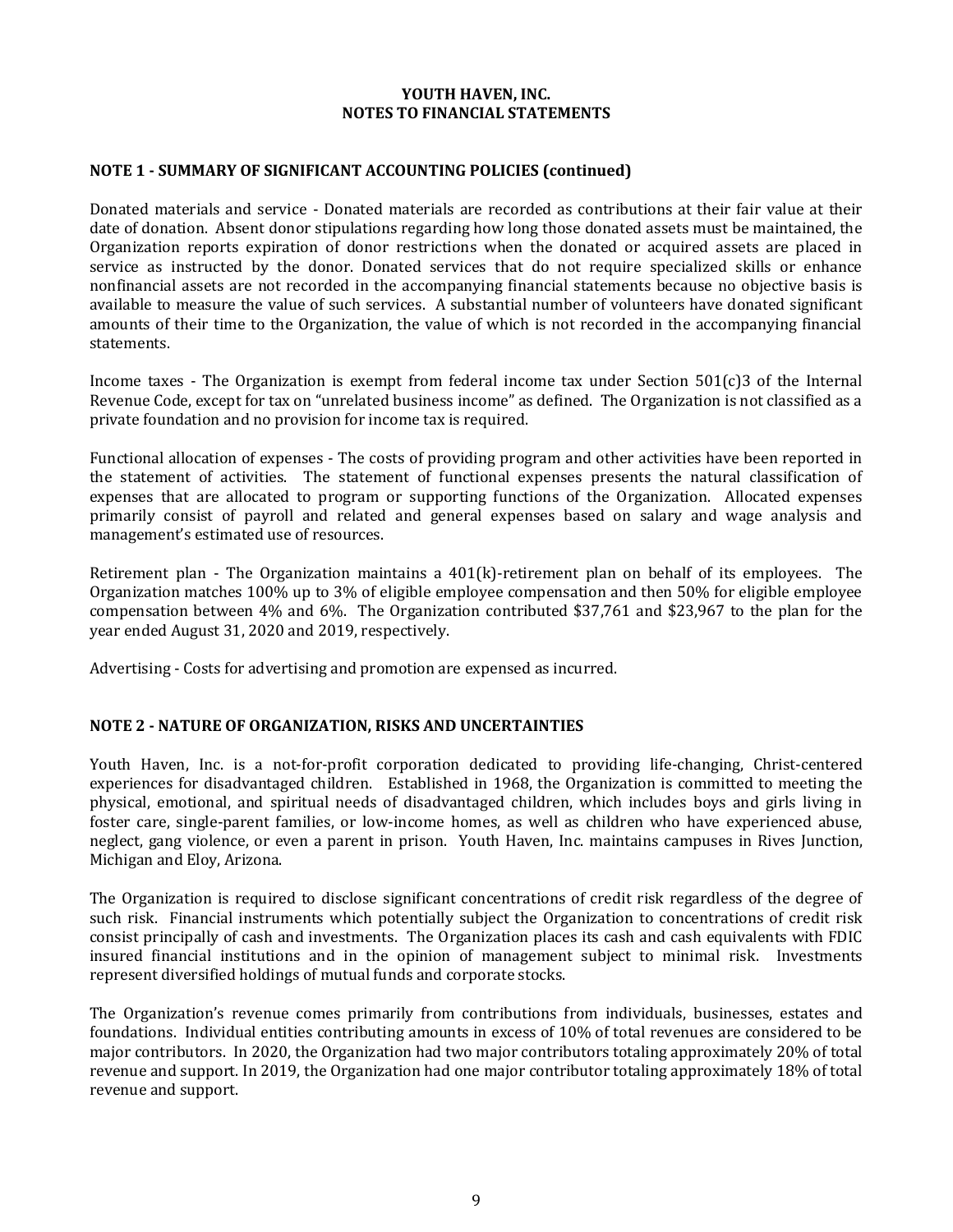# YOUTH HAVEN, INC.
# NOTES TO FINANCIAL STATEMENTS

## NOTE 1 - SUMMARY OF SIGNIFICANT ACCOUNTING POLICIES (continued)

Donated materials and service - Donated materials are recorded as contributions at their fair value at their date of donation. Absent donor stipulations regarding how long those donated assets must be maintained, the Organization reports expiration of donor restrictions when the donated or acquired assets are placed in service as instructed by the donor. Donated services that do not require specialized skills or enhance nonfinancial assets are not recorded in the accompanying financial statements because no objective basis is available to measure the value of such services. A substantial number of volunteers have donated significant amounts of their time to the Organization, the value of which is not recorded in the accompanying financial statements.

Income taxes - The Organization is exempt from federal income tax under Section 501(c)3 of the Internal Revenue Code, except for tax on "unrelated business income" as defined. The Organization is not classified as a private foundation and no provision for income tax is required.

Functional allocation of expenses - The costs of providing program and other activities have been reported in the statement of activities. The statement of functional expenses presents the natural classification of expenses that are allocated to program or supporting functions of the Organization. Allocated expenses primarily consist of payroll and related and general expenses based on salary and wage analysis and management's estimated use of resources.

Retirement plan - The Organization maintains a 401(k)-retirement plan on behalf of its employees. The Organization matches 100% up to 3% of eligible employee compensation and then 50% for eligible employee compensation between 4% and 6%. The Organization contributed $37,761 and $23,967 to the plan for the year ended August 31, 2020 and 2019, respectively.

Advertising - Costs for advertising and promotion are expensed as incurred.

## NOTE 2 - NATURE OF ORGANIZATION, RISKS AND UNCERTAINTIES

Youth Haven, Inc. is a not-for-profit corporation dedicated to providing life-changing, Christ-centered experiences for disadvantaged children. Established in 1968, the Organization is committed to meeting the physical, emotional, and spiritual needs of disadvantaged children, which includes boys and girls living in foster care, single-parent families, or low-income homes, as well as children who have experienced abuse, neglect, gang violence, or even a parent in prison. Youth Haven, Inc. maintains campuses in Rives Junction, Michigan and Eloy, Arizona.

The Organization is required to disclose significant concentrations of credit risk regardless of the degree of such risk. Financial instruments which potentially subject the Organization to concentrations of credit risk consist principally of cash and investments. The Organization places its cash and cash equivalents with FDIC insured financial institutions and in the opinion of management subject to minimal risk. Investments represent diversified holdings of mutual funds and corporate stocks.

The Organization's revenue comes primarily from contributions from individuals, businesses, estates and foundations. Individual entities contributing amounts in excess of 10% of total revenues are considered to be major contributors. In 2020, the Organization had two major contributors totaling approximately 20% of total revenue and support. In 2019, the Organization had one major contributor totaling approximately 18% of total revenue and support.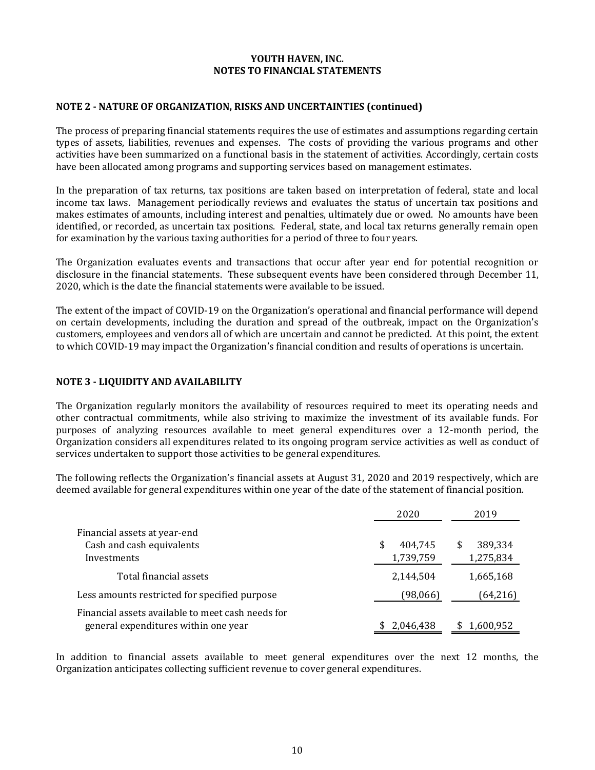**YOUTH HAVEN, INC.**
**NOTES TO FINANCIAL STATEMENTS**

## NOTE 2 - NATURE OF ORGANIZATION, RISKS AND UNCERTAINTIES (continued)

The process of preparing financial statements requires the use of estimates and assumptions regarding certain types of assets, liabilities, revenues and expenses. The costs of providing the various programs and other activities have been summarized on a functional basis in the statement of activities. Accordingly, certain costs have been allocated among programs and supporting services based on management estimates.

In the preparation of tax returns, tax positions are taken based on interpretation of federal, state and local income tax laws. Management periodically reviews and evaluates the status of uncertain tax positions and makes estimates of amounts, including interest and penalties, ultimately due or owed. No amounts have been identified, or recorded, as uncertain tax positions. Federal, state, and local tax returns generally remain open for examination by the various taxing authorities for a period of three to four years.

The Organization evaluates events and transactions that occur after year end for potential recognition or disclosure in the financial statements. These subsequent events have been considered through December 11, 2020, which is the date the financial statements were available to be issued.

The extent of the impact of COVID-19 on the Organization's operational and financial performance will depend on certain developments, including the duration and spread of the outbreak, impact on the Organization's customers, employees and vendors all of which are uncertain and cannot be predicted. At this point, the extent to which COVID-19 may impact the Organization's financial condition and results of operations is uncertain.

## NOTE 3 - LIQUIDITY AND AVAILABILITY

The Organization regularly monitors the availability of resources required to meet its operating needs and other contractual commitments, while also striving to maximize the investment of its available funds. For purposes of analyzing resources available to meet general expenditures over a 12-month period, the Organization considers all expenditures related to its ongoing program service activities as well as conduct of services undertaken to support those activities to be general expenditures.

The following reflects the Organization's financial assets at August 31, 2020 and 2019 respectively, which are deemed available for general expenditures within one year of the date of the statement of financial position.

| | 2020 | 2019 |
|---|---|---|
| Financial assets at year-end | | |
| Cash and cash equivalents | $ 404,745 | $ 389,334 |
| Investments | 1,739,759 | 1,275,834 |
| Total financial assets | 2,144,504 | 1,665,168 |
| Less amounts restricted for specified purpose | (98,066) | (64,216) |
| Financial assets available to meet cash needs for general expenditures within one year | $ 2,046,438 | $ 1,600,952 |

In addition to financial assets available to meet general expenditures over the next 12 months, the Organization anticipates collecting sufficient revenue to cover general expenditures.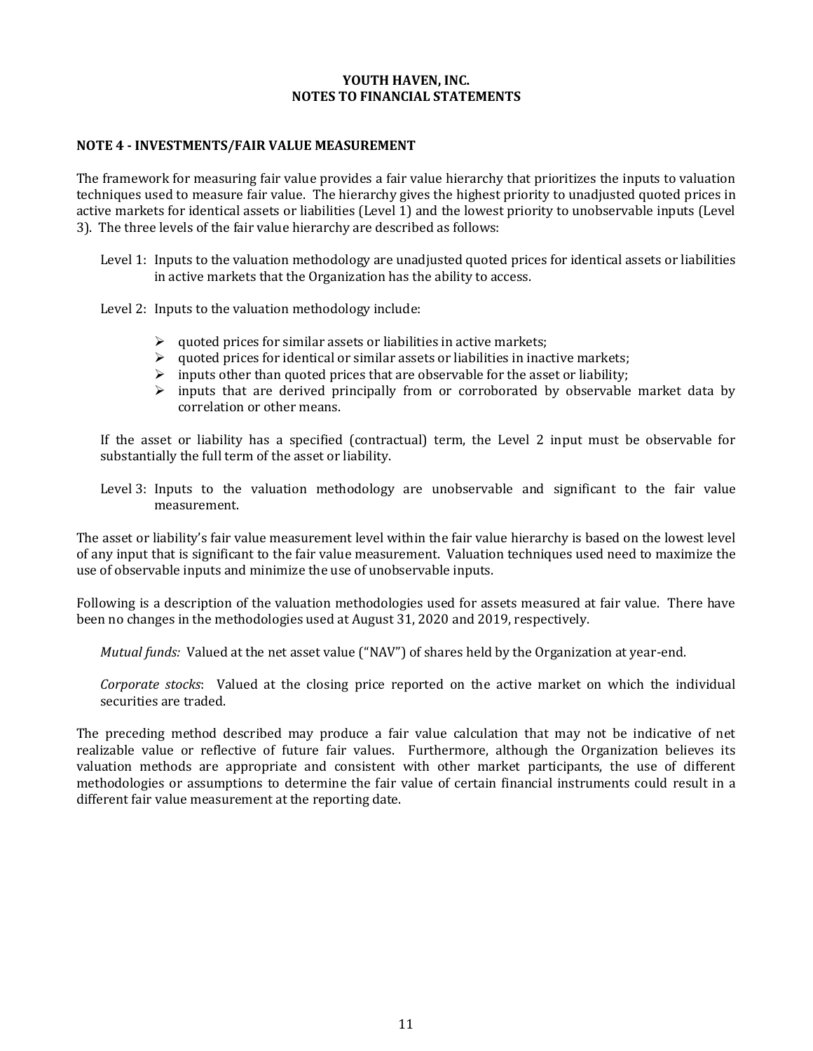**YOUTH HAVEN, INC.**
**NOTES TO FINANCIAL STATEMENTS**

## NOTE 4 - INVESTMENTS/FAIR VALUE MEASUREMENT

The framework for measuring fair value provides a fair value hierarchy that prioritizes the inputs to valuation techniques used to measure fair value. The hierarchy gives the highest priority to unadjusted quoted prices in active markets for identical assets or liabilities (Level 1) and the lowest priority to unobservable inputs (Level 3). The three levels of the fair value hierarchy are described as follows:

Level 1: Inputs to the valuation methodology are unadjusted quoted prices for identical assets or liabilities in active markets that the Organization has the ability to access.

Level 2: Inputs to the valuation methodology include:

- quoted prices for similar assets or liabilities in active markets;
- quoted prices for identical or similar assets or liabilities in inactive markets;
- inputs other than quoted prices that are observable for the asset or liability;
- inputs that are derived principally from or corroborated by observable market data by correlation or other means.

If the asset or liability has a specified (contractual) term, the Level 2 input must be observable for substantially the full term of the asset or liability.

Level 3: Inputs to the valuation methodology are unobservable and significant to the fair value measurement.

The asset or liability's fair value measurement level within the fair value hierarchy is based on the lowest level of any input that is significant to the fair value measurement. Valuation techniques used need to maximize the use of observable inputs and minimize the use of unobservable inputs.

Following is a description of the valuation methodologies used for assets measured at fair value. There have been no changes in the methodologies used at August 31, 2020 and 2019, respectively.

*Mutual funds:* Valued at the net asset value ("NAV") of shares held by the Organization at year-end.

*Corporate stocks*: Valued at the closing price reported on the active market on which the individual securities are traded.

The preceding method described may produce a fair value calculation that may not be indicative of net realizable value or reflective of future fair values. Furthermore, although the Organization believes its valuation methods are appropriate and consistent with other market participants, the use of different methodologies or assumptions to determine the fair value of certain financial instruments could result in a different fair value measurement at the reporting date.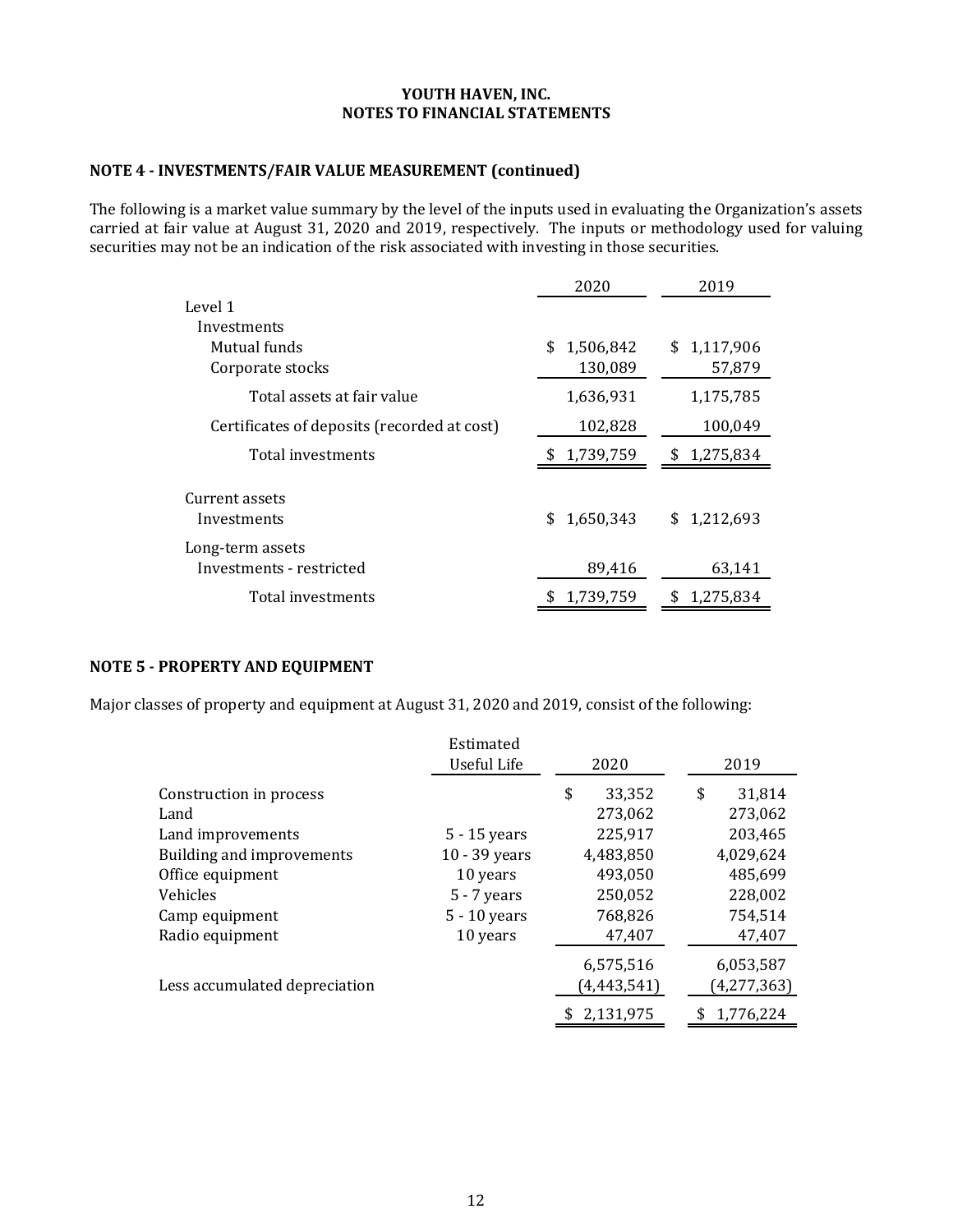**YOUTH HAVEN, INC.**
**NOTES TO FINANCIAL STATEMENTS**

## NOTE 4 - INVESTMENTS/FAIR VALUE MEASUREMENT (continued)

The following is a market value summary by the level of the inputs used in evaluating the Organization's assets carried at fair value at August 31, 2020 and 2019, respectively. The inputs or methodology used for valuing securities may not be an indication of the risk associated with investing in those securities.

| | 2020 | 2019 |
|---|---|---|
| Level 1 | | |
| Investments | | |
| Mutual funds | $ 1,506,842 | $ 1,117,906 |
| Corporate stocks | 130,089 | 57,879 |
| Total assets at fair value | 1,636,931 | 1,175,785 |
| Certificates of deposits (recorded at cost) | 102,828 | 100,049 |
| Total investments | $ 1,739,759 | $ 1,275,834 |
| Current assets | | |
| Investments | $ 1,650,343 | $ 1,212,693 |
| Long-term assets | | |
| Investments - restricted | 89,416 | 63,141 |
| Total investments | $ 1,739,759 | $ 1,275,834 |

## NOTE 5 - PROPERTY AND EQUIPMENT

Major classes of property and equipment at August 31, 2020 and 2019, consist of the following:

| | Estimated Useful Life | 2020 | 2019 |
|---|---|---|---|
| Construction in process | | $ 33,352 | $ 31,814 |
| Land | | 273,062 | 273,062 |
| Land improvements | 5 - 15 years | 225,917 | 203,465 |
| Building and improvements | 10 - 39 years | 4,483,850 | 4,029,624 |
| Office equipment | 10 years | 493,050 | 485,699 |
| Vehicles | 5 - 7 years | 250,052 | 228,002 |
| Camp equipment | 5 - 10 years | 768,826 | 754,514 |
| Radio equipment | 10 years | 47,407 | 47,407 |
| | | 6,575,516 | 6,053,587 |
| Less accumulated depreciation | | (4,443,541) | (4,277,363) |
| | | $ 2,131,975 | $ 1,776,224 |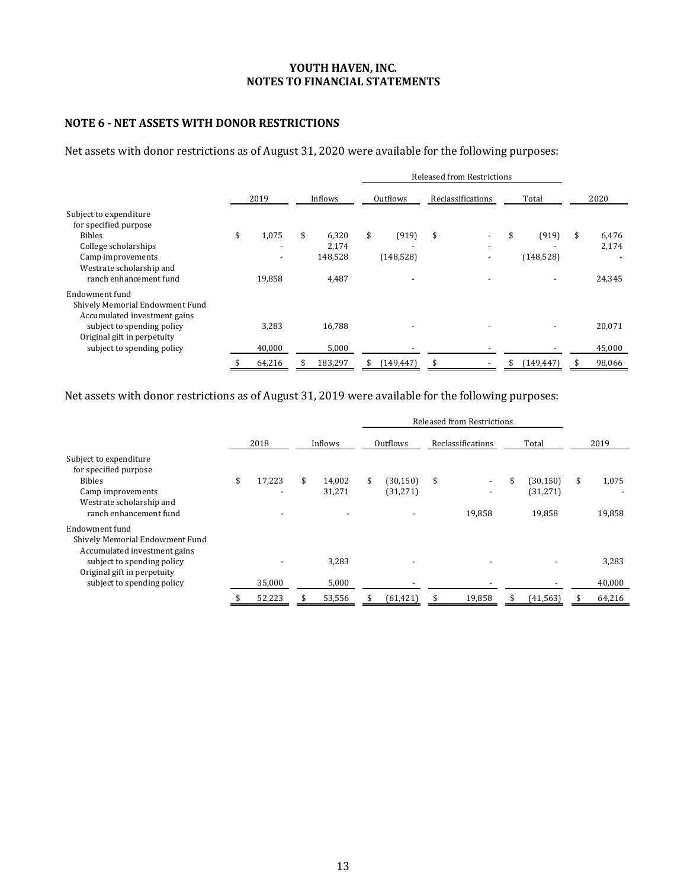**YOUTH HAVEN, INC.**
**NOTES TO FINANCIAL STATEMENTS**

## NOTE 6 - NET ASSETS WITH DONOR RESTRICTIONS

Net assets with donor restrictions as of August 31, 2020 were available for the following purposes:

| | | | Released from Restrictions | | | |
|---|---|---|---|---|---|---|
| | 2019 | Inflows | Outflows | Reclassifications | Total | 2020 |
| Subject to expenditure for specified purpose | | | | | | |
| Bibles | $ 1,075 | $ 6,320 | $ (919) | $ - | $ (919) | $ 6,476 |
| College scholarships | - | 2,174 | - | - | - | 2,174 |
| Camp improvements | - | 148,528 | (148,528) | - | (148,528) | - |
| Westrate scholarship and ranch enhancement fund | 19,858 | 4,487 | - | - | - | 24,345 |
| Endowment fund | | | | | | |
| Shively Memorial Endowment Fund | | | | | | |
| Accumulated investment gains subject to spending policy | 3,283 | 16,788 | - | - | - | 20,071 |
| Original gift in perpetuity subject to spending policy | 40,000 | 5,000 | - | - | - | 45,000 |
| | $ 64,216 | $ 183,297 | $ (149,447) | $ - | $ (149,447) | $ 98,066 |

Net assets with donor restrictions as of August 31, 2019 were available for the following purposes:

| | | | Released from Restrictions | | | |
|---|---|---|---|---|---|---|
| | 2018 | Inflows | Outflows | Reclassifications | Total | 2019 |
| Subject to expenditure for specified purpose | | | | | | |
| Bibles | $ 17,223 | $ 14,002 | $ (30,150) | $ - | $ (30,150) | $ 1,075 |
| Camp improvements | - | 31,271 | (31,271) | - | (31,271) | - |
| Westrate scholarship and ranch enhancement fund | - | - | - | 19,858 | 19,858 | 19,858 |
| Endowment fund | | | | | | |
| Shively Memorial Endowment Fund | | | | | | |
| Accumulated investment gains subject to spending policy | - | 3,283 | - | - | - | 3,283 |
| Original gift in perpetuity subject to spending policy | 35,000 | 5,000 | - | - | - | 40,000 |
| | $ 52,223 | $ 53,556 | $ (61,421) | $ 19,858 | $ (41,563) | $ 64,216 |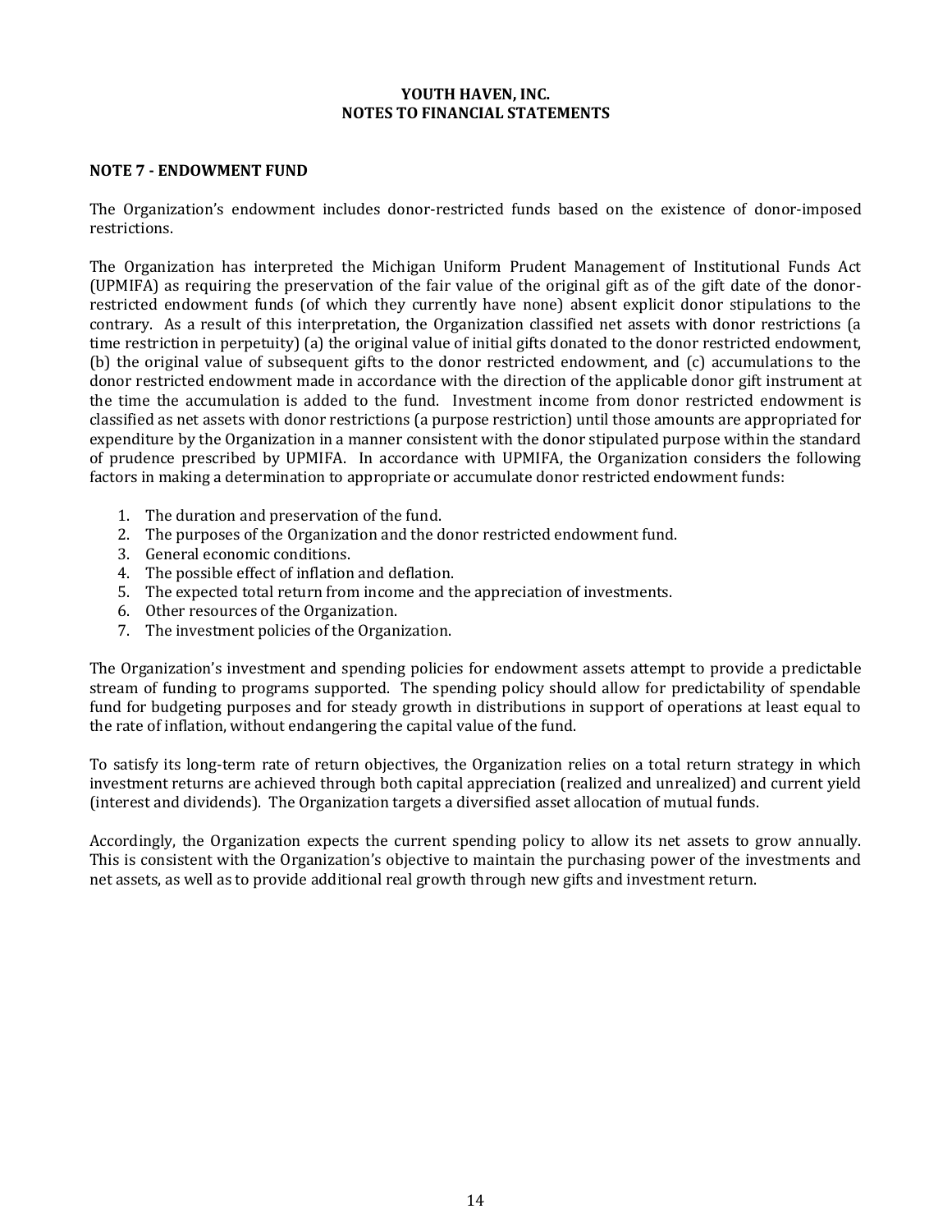**YOUTH HAVEN, INC.**
**NOTES TO FINANCIAL STATEMENTS**

## NOTE 7 - ENDOWMENT FUND

The Organization's endowment includes donor-restricted funds based on the existence of donor-imposed restrictions.

The Organization has interpreted the Michigan Uniform Prudent Management of Institutional Funds Act (UPMIFA) as requiring the preservation of the fair value of the original gift as of the gift date of the donor-restricted endowment funds (of which they currently have none) absent explicit donor stipulations to the contrary. As a result of this interpretation, the Organization classified net assets with donor restrictions (a time restriction in perpetuity) (a) the original value of initial gifts donated to the donor restricted endowment, (b) the original value of subsequent gifts to the donor restricted endowment, and (c) accumulations to the donor restricted endowment made in accordance with the direction of the applicable donor gift instrument at the time the accumulation is added to the fund. Investment income from donor restricted endowment is classified as net assets with donor restrictions (a purpose restriction) until those amounts are appropriated for expenditure by the Organization in a manner consistent with the donor stipulated purpose within the standard of prudence prescribed by UPMIFA. In accordance with UPMIFA, the Organization considers the following factors in making a determination to appropriate or accumulate donor restricted endowment funds:

1. The duration and preservation of the fund.
2. The purposes of the Organization and the donor restricted endowment fund.
3. General economic conditions.
4. The possible effect of inflation and deflation.
5. The expected total return from income and the appreciation of investments.
6. Other resources of the Organization.
7. The investment policies of the Organization.

The Organization's investment and spending policies for endowment assets attempt to provide a predictable stream of funding to programs supported. The spending policy should allow for predictability of spendable fund for budgeting purposes and for steady growth in distributions in support of operations at least equal to the rate of inflation, without endangering the capital value of the fund.

To satisfy its long-term rate of return objectives, the Organization relies on a total return strategy in which investment returns are achieved through both capital appreciation (realized and unrealized) and current yield (interest and dividends). The Organization targets a diversified asset allocation of mutual funds.

Accordingly, the Organization expects the current spending policy to allow its net assets to grow annually. This is consistent with the Organization's objective to maintain the purchasing power of the investments and net assets, as well as to provide additional real growth through new gifts and investment return.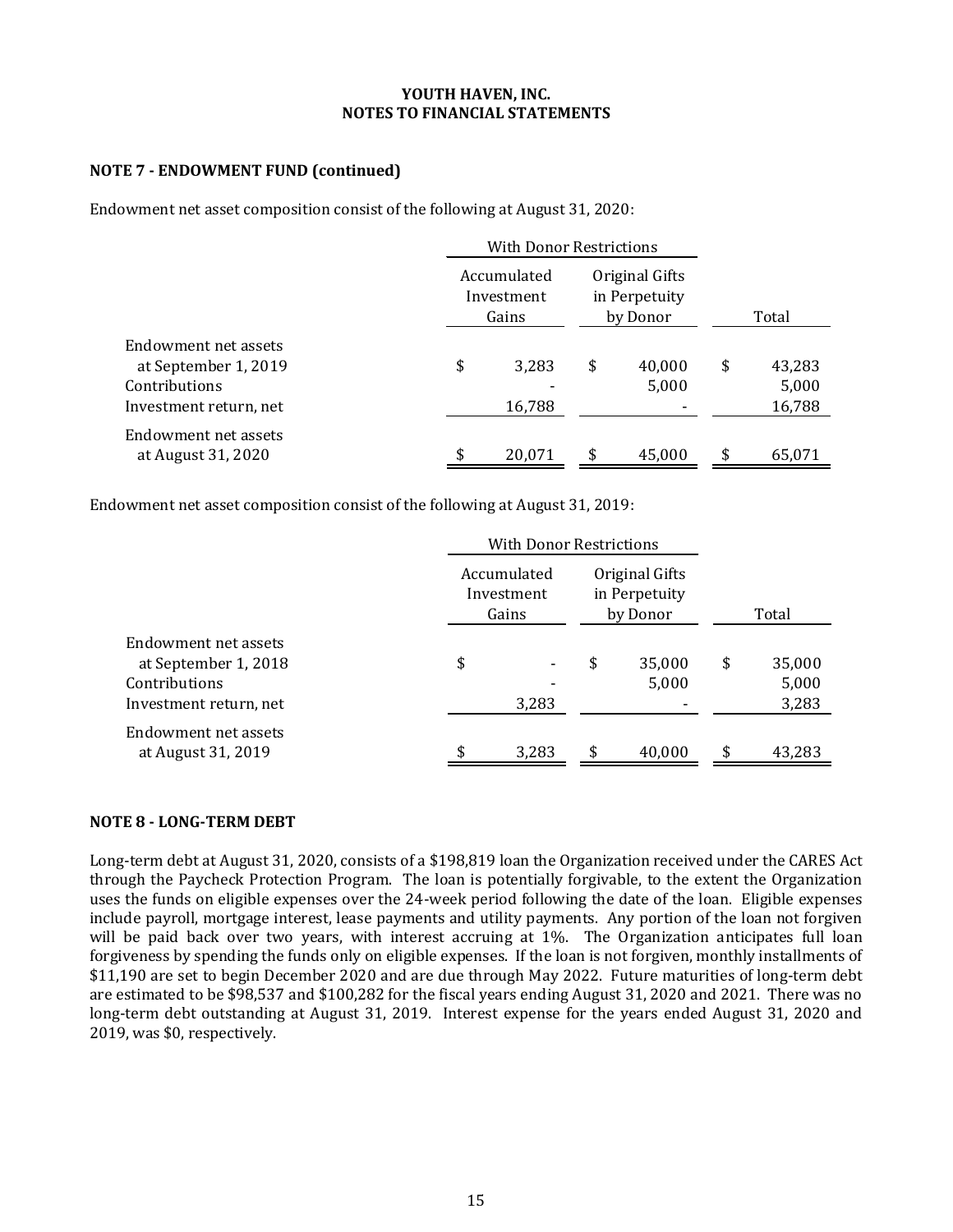**YOUTH HAVEN, INC.**
**NOTES TO FINANCIAL STATEMENTS**

### NOTE 7 - ENDOWMENT FUND (continued)

Endowment net asset composition consist of the following at August 31, 2020:

| | With Donor Restrictions | | |
|---|---|---|---|
| | Accumulated Investment Gains | Original Gifts in Perpetuity by Donor | Total |
| Endowment net assets at September 1, 2019 | $ 3,283 | $ 40,000 | $ 43,283 |
| Contributions | - | 5,000 | 5,000 |
| Investment return, net | 16,788 | - | 16,788 |
| Endowment net assets at August 31, 2020 | $ 20,071 | $ 45,000 | $ 65,071 |

Endowment net asset composition consist of the following at August 31, 2019:

| | With Donor Restrictions | | |
|---|---|---|---|
| | Accumulated Investment Gains | Original Gifts in Perpetuity by Donor | Total |
| Endowment net assets at September 1, 2018 | $ - | $ 35,000 | $ 35,000 |
| Contributions | - | 5,000 | 5,000 |
| Investment return, net | 3,283 | - | 3,283 |
| Endowment net assets at August 31, 2019 | $ 3,283 | $ 40,000 | $ 43,283 |

### NOTE 8 - LONG-TERM DEBT

Long-term debt at August 31, 2020, consists of a $198,819 loan the Organization received under the CARES Act through the Paycheck Protection Program. The loan is potentially forgivable, to the extent the Organization uses the funds on eligible expenses over the 24-week period following the date of the loan. Eligible expenses include payroll, mortgage interest, lease payments and utility payments. Any portion of the loan not forgiven will be paid back over two years, with interest accruing at 1%. The Organization anticipates full loan forgiveness by spending the funds only on eligible expenses. If the loan is not forgiven, monthly installments of $11,190 are set to begin December 2020 and are due through May 2022. Future maturities of long-term debt are estimated to be $98,537 and $100,282 for the fiscal years ending August 31, 2020 and 2021. There was no long-term debt outstanding at August 31, 2019. Interest expense for the years ended August 31, 2020 and 2019, was $0, respectively.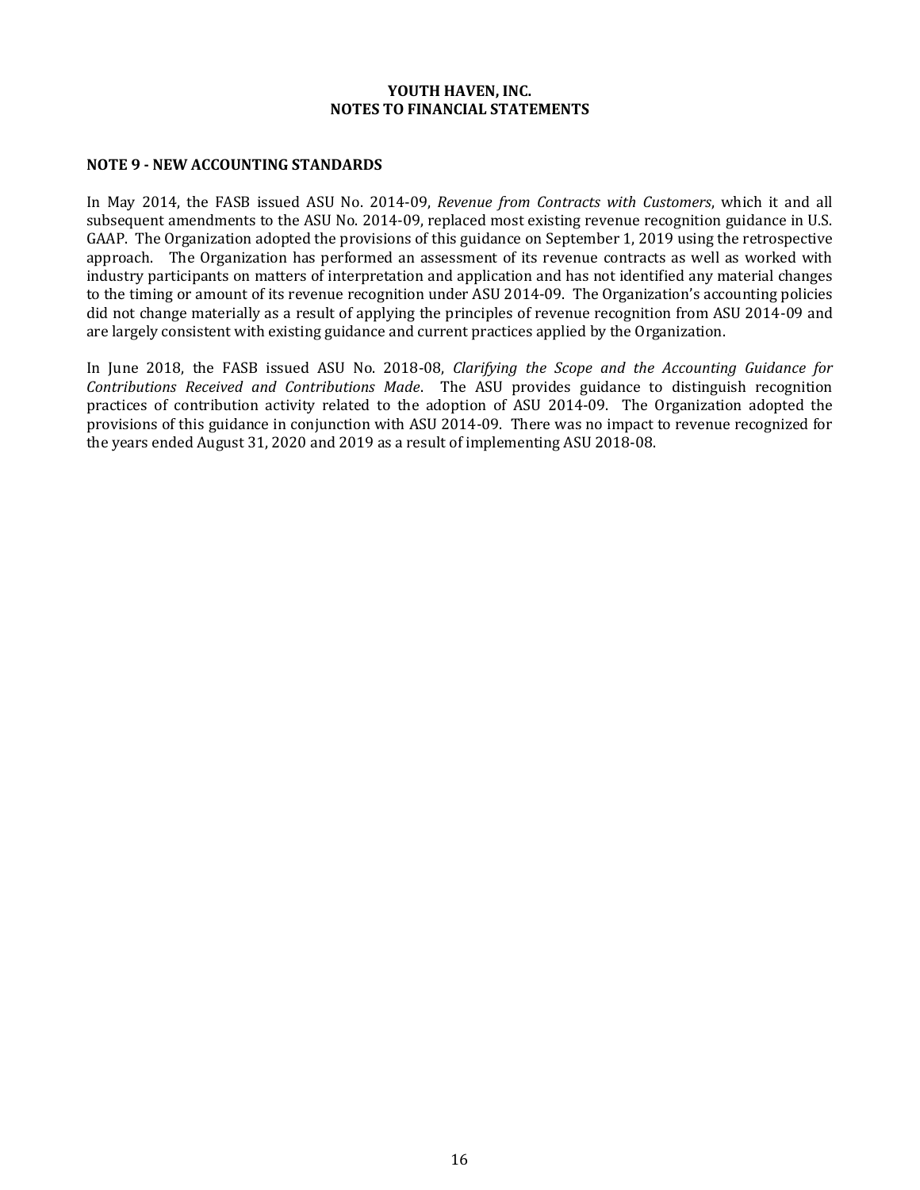# YOUTH HAVEN, INC.
# NOTES TO FINANCIAL STATEMENTS

## NOTE 9 - NEW ACCOUNTING STANDARDS

In May 2014, the FASB issued ASU No. 2014-09, *Revenue from Contracts with Customers*, which it and all subsequent amendments to the ASU No. 2014-09, replaced most existing revenue recognition guidance in U.S. GAAP. The Organization adopted the provisions of this guidance on September 1, 2019 using the retrospective approach. The Organization has performed an assessment of its revenue contracts as well as worked with industry participants on matters of interpretation and application and has not identified any material changes to the timing or amount of its revenue recognition under ASU 2014-09. The Organization's accounting policies did not change materially as a result of applying the principles of revenue recognition from ASU 2014-09 and are largely consistent with existing guidance and current practices applied by the Organization.

In June 2018, the FASB issued ASU No. 2018-08, *Clarifying the Scope and the Accounting Guidance for Contributions Received and Contributions Made*. The ASU provides guidance to distinguish recognition practices of contribution activity related to the adoption of ASU 2014-09. The Organization adopted the provisions of this guidance in conjunction with ASU 2014-09. There was no impact to revenue recognized for the years ended August 31, 2020 and 2019 as a result of implementing ASU 2018-08.